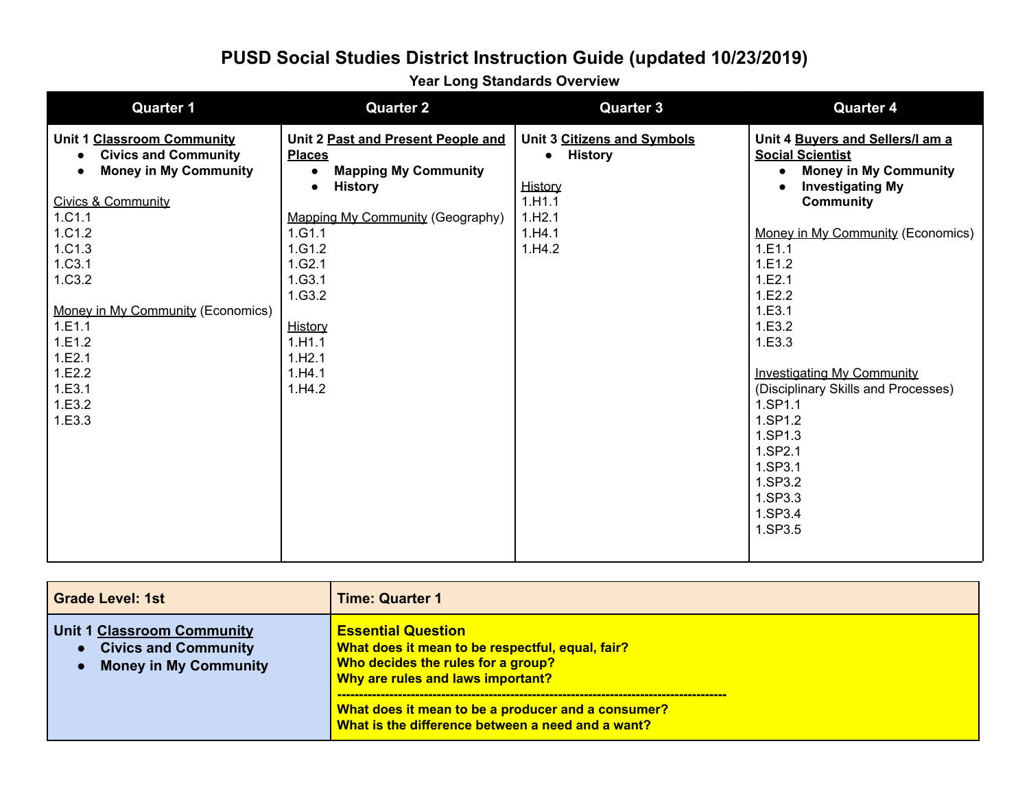# PUSD Social Studies District Instruction Guide (updated 10/23/2019)

## Year Long Standards Overview

| Quarter 1 | Quarter 2 | Quarter 3 | Quarter 4 |
|---|---|---|---|
| Unit 1 Classroom Community<br>● **Civics and Community**<br>● **Money in My Community**<br><br>Civics & Community<br>1.C1.1<br>1.C1.2<br>1.C1.3<br>1.C3.1<br>1.C3.2<br><br>Money in My Community (Economics)<br>1.E1.1<br>1.E1.2<br>1.E2.1<br>1.E2.2<br>1.E3.1<br>1.E3.2<br>1.E3.3 | Unit 2 Past and Present People and Places<br>● **Mapping My Community**<br>● **History**<br><br>Mapping My Community (Geography)<br>1.G1.1<br>1.G1.2<br>1.G2.1<br>1.G3.1<br>1.G3.2<br><br>History<br>1.H1.1<br>1.H2.1<br>1.H4.1<br>1.H4.2 | Unit 3 Citizens and Symbols<br>● **History**<br><br>History<br>1.H1.1<br>1.H2.1<br>1.H4.1<br>1.H4.2 | Unit 4 Buyers and Sellers/I am a Social Scientist<br>● **Money in My Community**<br>● **Investigating My Community**<br><br>Money in My Community (Economics)<br>1.E1.1<br>1.E1.2<br>1.E2.1<br>1.E2.2<br>1.E3.1<br>1.E3.2<br>1.E3.3<br><br>Investigating My Community (Disciplinary Skills and Processes)<br>1.SP1.1<br>1.SP1.2<br>1.SP1.3<br>1.SP2.1<br>1.SP3.1<br>1.SP3.2<br>1.SP3.3<br>1.SP3.4<br>1.SP3.5 |

| **Grade Level: 1st** | **Time: Quarter 1** |
|---|---|
| **Unit 1 Classroom Community**<br>● **Civics and Community**<br>● **Money in My Community** | **Essential Question**<br>**What does it mean to be respectful, equal, fair?**<br>**Who decides the rules for a group?**<br>**Why are rules and laws important?**<br>**-----------------------------------------------------------------------------------------**<br>**What does it mean to be a producer and a consumer?**<br>**What is the difference between a need and a want?** |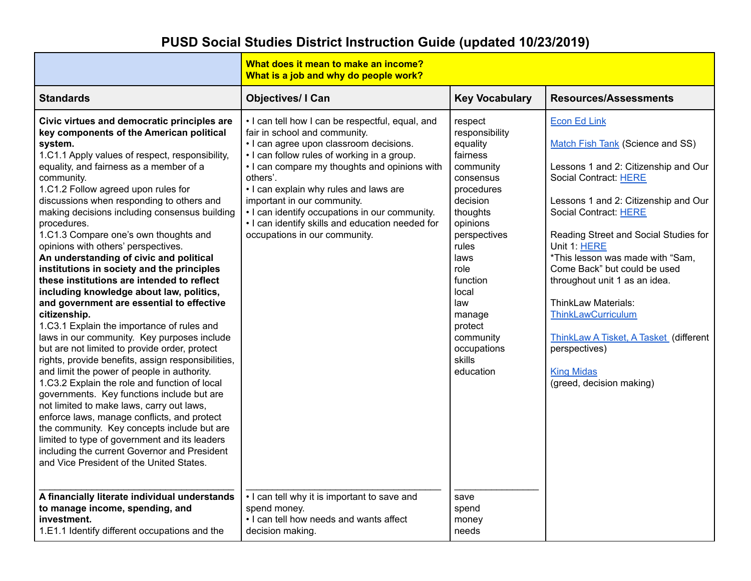# PUSD Social Studies District Instruction Guide (updated 10/23/2019)

| | What does it mean to make an income?<br>What is a job and why do people work? | | |
|---|---|---|---|
| **Standards** | **Objectives/ I Can** | **Key Vocabulary** | **Resources/Assessments** |
| **Civic virtues and democratic principles are key components of the American political system.**<br>1.C1.1 Apply values of respect, responsibility, equality, and fairness as a member of a community.<br>1.C1.2 Follow agreed upon rules for discussions when responding to others and making decisions including consensus building procedures.<br>1.C1.3 Compare one's own thoughts and opinions with others' perspectives.<br>**An understanding of civic and political institutions in society and the principles these institutions are intended to reflect including knowledge about law, politics, and government are essential to effective citizenship.**<br>1.C3.1 Explain the importance of rules and laws in our community. Key purposes include but are not limited to provide order, protect rights, provide benefits, assign responsibilities, and limit the power of people in authority.<br>1.C3.2 Explain the role and function of local governments. Key functions include but are not limited to make laws, carry out laws, enforce laws, manage conflicts, and protect the community. Key concepts include but are limited to type of government and its leaders including the current Governor and President and Vice President of the United States. | • I can tell how I can be respectful, equal, and fair in school and community.<br>• I can agree upon classroom decisions.<br>• I can follow rules of working in a group.<br>• I can compare my thoughts and opinions with others'.<br>• I can explain why rules and laws are important in our community.<br>• I can identify occupations in our community.<br>• I can identify skills and education needed for occupations in our community. | respect<br>responsibility<br>equality<br>fairness<br>community<br>consensus<br>procedures<br>decision<br>thoughts<br>opinions<br>perspectives<br>rules<br>laws<br>role<br>function<br>local<br>law<br>manage<br>protect<br>community<br>occupations<br>skills<br>education | Econ Ed Link<br><br>Match Fish Tank (Science and SS)<br><br>Lessons 1 and 2: Citizenship and Our Social Contract: HERE<br><br>Lessons 1 and 2: Citizenship and Our Social Contract: HERE<br><br>Reading Street and Social Studies for Unit 1: HERE<br>*This lesson was made with "Sam, Come Back" but could be used throughout unit 1 as an idea.<br><br>ThinkLaw Materials: ThinkLawCurriculum<br><br>ThinkLaw A Tisket, A Tasket (different perspectives)<br><br>King Midas<br>(greed, decision making) |
| **A financially literate individual understands to manage income, spending, and investment.**<br>1.E1.1 Identify different occupations and the | • I can tell why it is important to save and spend money.<br>• I can tell how needs and wants affect decision making. | save<br>spend<br>money<br>needs | |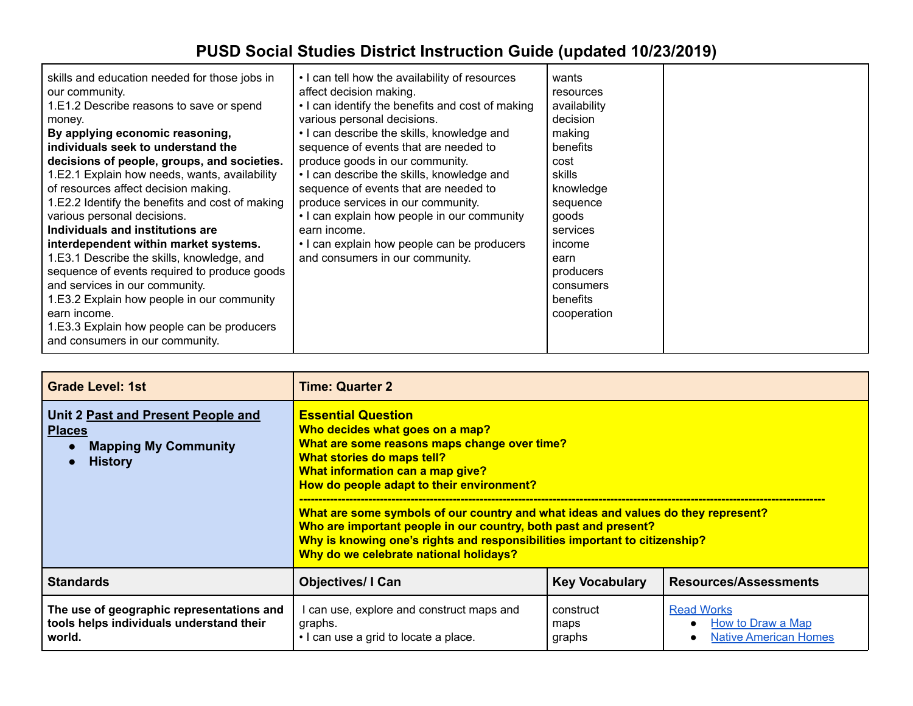# PUSD Social Studies District Instruction Guide (updated 10/23/2019)

| | | | |
|---|---|---|---|
| skills and education needed for those jobs in our community.<br>1.E1.2 Describe reasons to save or spend money.<br>**By applying economic reasoning, individuals seek to understand the decisions of people, groups, and societies.**<br>1.E2.1 Explain how needs, wants, availability of resources affect decision making.<br>1.E2.2 Identify the benefits and cost of making various personal decisions.<br>**Individuals and institutions are interdependent within market systems.**<br>1.E3.1 Describe the skills, knowledge, and sequence of events required to produce goods and services in our community.<br>1.E3.2 Explain how people in our community earn income.<br>1.E3.3 Explain how people can be producers and consumers in our community. | • I can tell how the availability of resources affect decision making.<br>• I can identify the benefits and cost of making various personal decisions.<br>• I can describe the skills, knowledge and sequence of events that are needed to produce goods in our community.<br>• I can describe the skills, knowledge and sequence of events that are needed to produce services in our community.<br>• I can explain how people in our community earn income.<br>• I can explain how people can be producers and consumers in our community. | wants<br>resources<br>availability<br>decision<br>making<br>benefits<br>cost<br>skills<br>knowledge<br>sequence<br>goods<br>services<br>income<br>earn<br>producers<br>consumers<br>benefits<br>cooperation | |

| **Grade Level: 1st** | **Time: Quarter 2** | | |
|---|---|---|---|
| **Unit 2 Past and Present People and Places**<br>• **Mapping My Community**<br>• **History** | **Essential Question**<br>**Who decides what goes on a map?**<br>**What are some reasons maps change over time?**<br>**What stories do maps tell?**<br>**What information can a map give?**<br>**How do people adapt to their environment?**<br>------------------------------------------------------------<br>**What are some symbols of our country and what ideas and values do they represent?**<br>**Who are important people in our country, both past and present?**<br>**Why is knowing one's rights and responsibilities important to citizenship?**<br>**Why do we celebrate national holidays?** | | |
| **Standards** | **Objectives/ I Can** | **Key Vocabulary** | **Resources/Assessments** |
| **The use of geographic representations and tools helps individuals understand their world.** | I can use, explore and construct maps and graphs.<br>• I can use a grid to locate a place. | construct<br>maps<br>graphs | Read Works<br>• How to Draw a Map<br>• Native American Homes |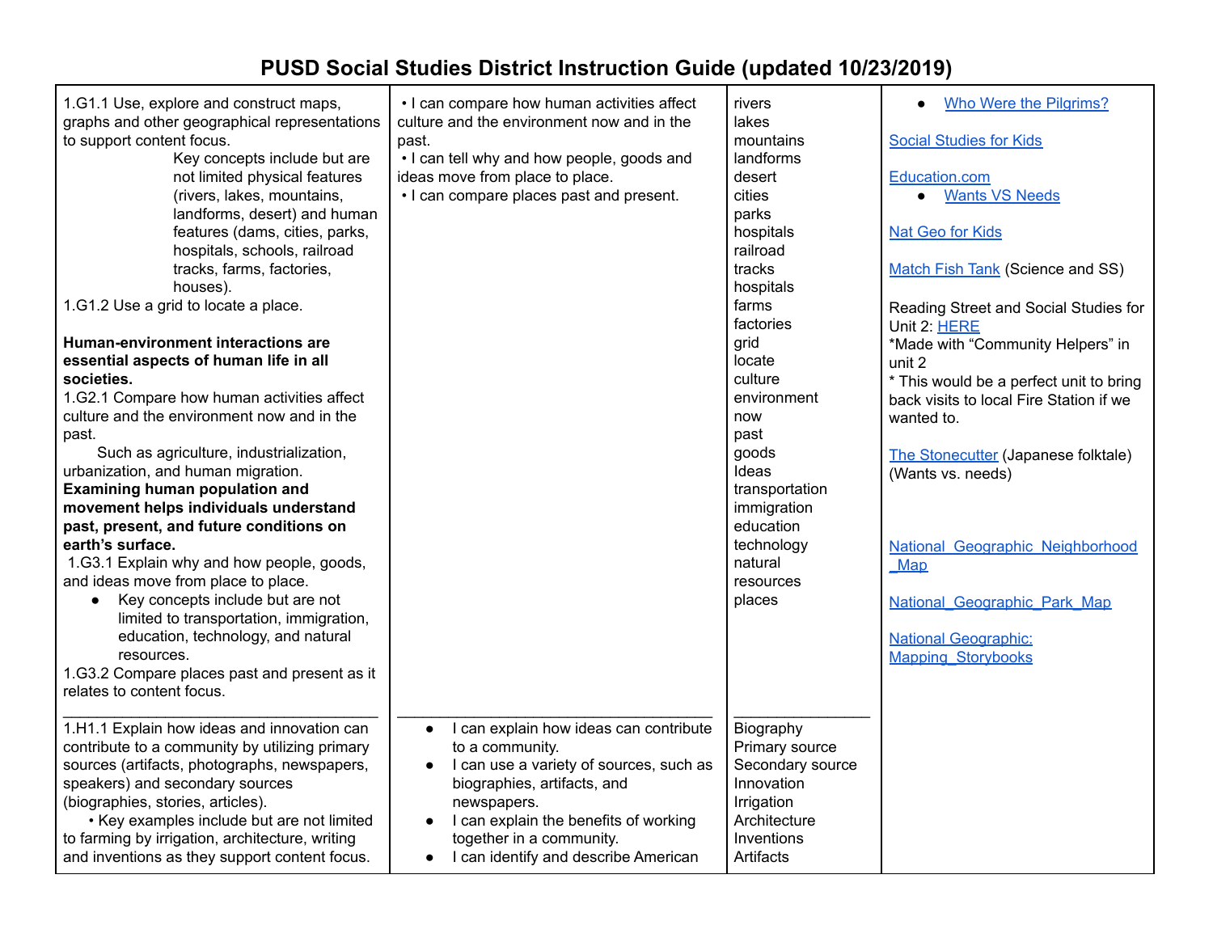# PUSD Social Studies District Instruction Guide (updated 10/23/2019)

| | | | |
|---|---|---|---|
| 1.G1.1 Use, explore and construct maps, graphs and other geographical representations to support content focus.<br>Key concepts include but are not limited physical features (rivers, lakes, mountains, landforms, desert) and human features (dams, cities, parks, hospitals, schools, railroad tracks, farms, factories, houses).<br>1.G1.2 Use a grid to locate a place.<br><br>**Human-environment interactions are essential aspects of human life in all societies.**<br>1.G2.1 Compare how human activities affect culture and the environment now and in the past.<br>Such as agriculture, industrialization, urbanization, and human migration.<br>**Examining human population and movement helps individuals understand past, present, and future conditions on earth's surface.**<br>1.G3.1 Explain why and how people, goods, and ideas move from place to place.<br>● Key concepts include but are not limited to transportation, immigration, education, technology, and natural resources.<br>1.G3.2 Compare places past and present as it relates to content focus. | • I can compare how human activities affect culture and the environment now and in the past.<br>• I can tell why and how people, goods and ideas move from place to place.<br>• I can compare places past and present. | rivers<br>lakes<br>mountains<br>landforms<br>desert<br>cities<br>parks<br>hospitals<br>railroad<br>tracks<br>hospitals<br>farms<br>factories<br>grid<br>locate<br>culture<br>environment<br>now<br>past<br>goods<br>Ideas<br>transportation<br>immigration<br>education<br>technology<br>natural<br>resources<br>places | ● Who Were the Pilgrims?<br><br>Social Studies for Kids<br><br>Education.com<br>● Wants VS Needs<br><br>Nat Geo for Kids<br><br>Match Fish Tank (Science and SS)<br><br>Reading Street and Social Studies for Unit 2: HERE<br>*Made with "Community Helpers" in unit 2<br>* This would be a perfect unit to bring back visits to local Fire Station if we wanted to.<br><br>The Stonecutter (Japanese folktale) (Wants vs. needs)<br><br>National_Geographic_Neighborhood_Map<br><br>National_Geographic_Park_Map<br><br>National Geographic: Mapping_Storybooks |
| 1.H1.1 Explain how ideas and innovation can contribute to a community by utilizing primary sources (artifacts, photographs, newspapers, speakers) and secondary sources (biographies, stories, articles).<br>• Key examples include but are not limited to farming by irrigation, architecture, writing and inventions as they support content focus. | ● I can explain how ideas can contribute to a community.<br>● I can use a variety of sources, such as biographies, artifacts, and newspapers.<br>● I can explain the benefits of working together in a community.<br>● I can identify and describe American | Biography<br>Primary source<br>Secondary source<br>Innovation<br>Irrigation<br>Architecture<br>Inventions<br>Artifacts | |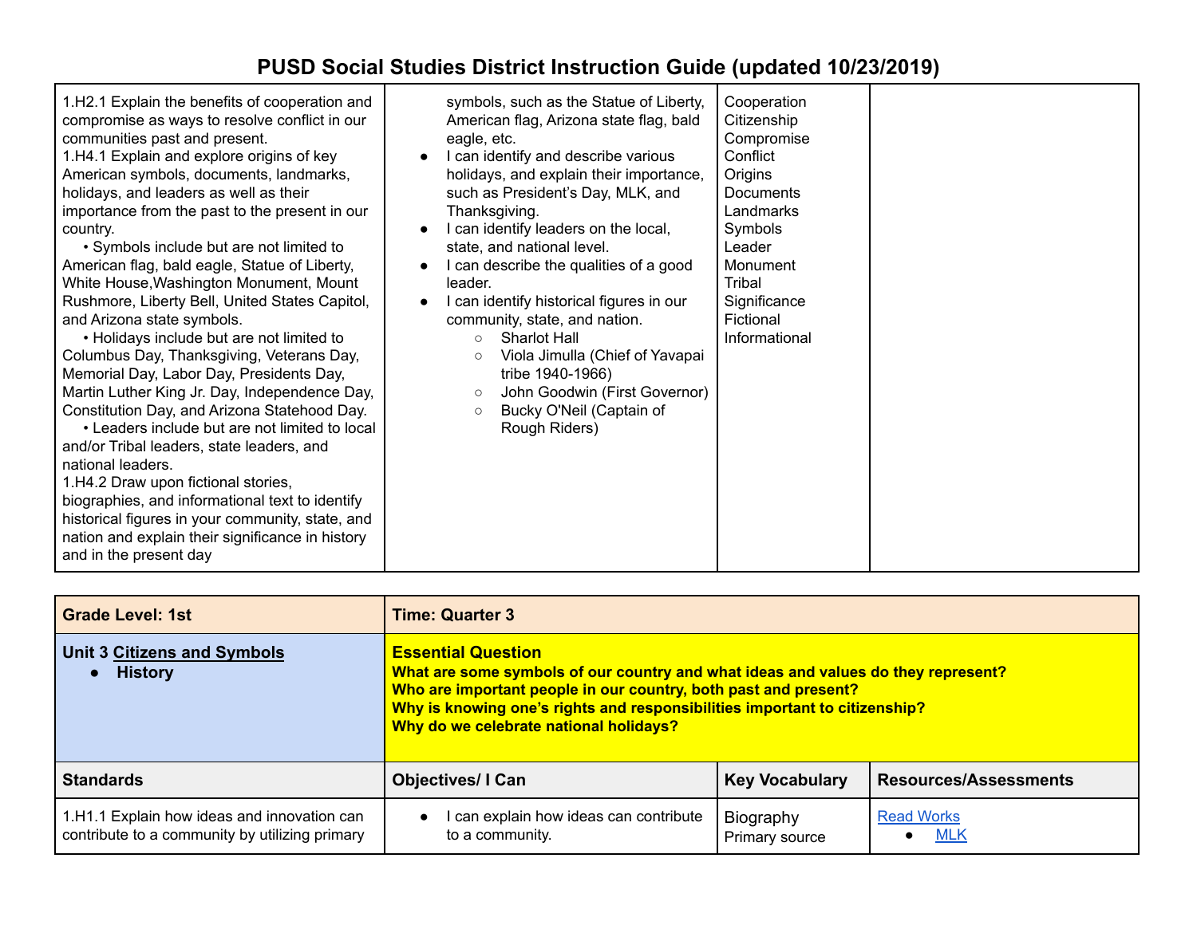# PUSD Social Studies District Instruction Guide (updated 10/23/2019)

| | | | |
|---|---|---|---|
| 1.H2.1 Explain the benefits of cooperation and compromise as ways to resolve conflict in our communities past and present.<br>1.H4.1 Explain and explore origins of key American symbols, documents, landmarks, holidays, and leaders as well as their importance from the past to the present in our country.<br>• Symbols include but are not limited to American flag, bald eagle, Statue of Liberty, White House,Washington Monument, Mount Rushmore, Liberty Bell, United States Capitol, and Arizona state symbols.<br>• Holidays include but are not limited to Columbus Day, Thanksgiving, Veterans Day, Memorial Day, Labor Day, Presidents Day, Martin Luther King Jr. Day, Independence Day, Constitution Day, and Arizona Statehood Day.<br>• Leaders include but are not limited to local and/or Tribal leaders, state leaders, and national leaders.<br>1.H4.2 Draw upon fictional stories, biographies, and informational text to identify historical figures in your community, state, and nation and explain their significance in history and in the present day | symbols, such as the Statue of Liberty, American flag, Arizona state flag, bald eagle, etc.<br>● I can identify and describe various holidays, and explain their importance, such as President's Day, MLK, and Thanksgiving.<br>● I can identify leaders on the local, state, and national level.<br>● I can describe the qualities of a good leader.<br>● I can identify historical figures in our community, state, and nation.<br>○ Sharlot Hall<br>○ Viola Jimulla (Chief of Yavapai tribe 1940-1966)<br>○ John Goodwin (First Governor)<br>○ Bucky O'Neil (Captain of Rough Riders) | Cooperation<br>Citizenship<br>Compromise<br>Conflict<br>Origins<br>Documents<br>Landmarks<br>Symbols<br>Leader<br>Monument<br>Tribal<br>Significance<br>Fictional<br>Informational | |

| **Grade Level: 1st** | **Time: Quarter 3** | | |
|---|---|---|---|
| **Unit 3 Citizens and Symbols**<br>● **History** | **Essential Question**<br>**What are some symbols of our country and what ideas and values do they represent?**<br>**Who are important people in our country, both past and present?**<br>**Why is knowing one's rights and responsibilities important to citizenship?**<br>**Why do we celebrate national holidays?** | | |
| **Standards** | **Objectives/ I Can** | **Key Vocabulary** | **Resources/Assessments** |
| 1.H1.1 Explain how ideas and innovation can contribute to a community by utilizing primary | ● I can explain how ideas can contribute to a community. | Biography<br>Primary source | Read Works<br>● MLK |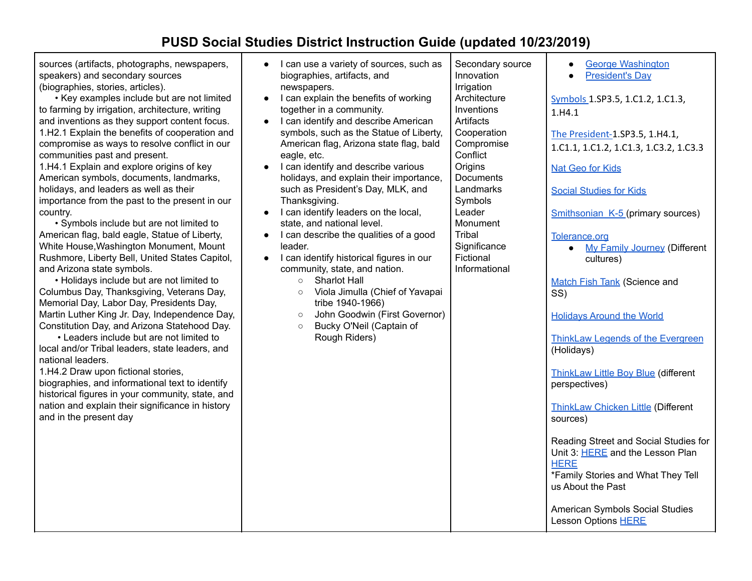# PUSD Social Studies District Instruction Guide (updated 10/23/2019)

| | | | |
|---|---|---|---|
| sources (artifacts, photographs, newspapers, speakers) and secondary sources (biographies, stories, articles).<br>• Key examples include but are not limited to farming by irrigation, architecture, writing and inventions as they support content focus.<br>1.H2.1 Explain the benefits of cooperation and compromise as ways to resolve conflict in our communities past and present.<br>1.H4.1 Explain and explore origins of key American symbols, documents, landmarks, holidays, and leaders as well as their importance from the past to the present in our country.<br>• Symbols include but are not limited to American flag, bald eagle, Statue of Liberty, White House,Washington Monument, Mount Rushmore, Liberty Bell, United States Capitol, and Arizona state symbols.<br>• Holidays include but are not limited to Columbus Day, Thanksgiving, Veterans Day, Memorial Day, Labor Day, Presidents Day, Martin Luther King Jr. Day, Independence Day, Constitution Day, and Arizona Statehood Day.<br>• Leaders include but are not limited to local and/or Tribal leaders, state leaders, and national leaders.<br>1.H4.2 Draw upon fictional stories, biographies, and informational text to identify historical figures in your community, state, and nation and explain their significance in history and in the present day | • I can use a variety of sources, such as biographies, artifacts, and newspapers.<br>• I can explain the benefits of working together in a community.<br>• I can identify and describe American symbols, such as the Statue of Liberty, American flag, Arizona state flag, bald eagle, etc.<br>• I can identify and describe various holidays, and explain their importance, such as President's Day, MLK, and Thanksgiving.<br>• I can identify leaders on the local, state, and national level.<br>• I can describe the qualities of a good leader.<br>• I can identify historical figures in our community, state, and nation.<br>&nbsp;&nbsp;○ Sharlot Hall<br>&nbsp;&nbsp;○ Viola Jimulla (Chief of Yavapai tribe 1940-1966)<br>&nbsp;&nbsp;○ John Goodwin (First Governor)<br>&nbsp;&nbsp;○ Bucky O'Neil (Captain of Rough Riders) | Secondary source<br>Innovation<br>Irrigation<br>Architecture<br>Inventions<br>Artifacts<br>Cooperation<br>Compromise<br>Conflict<br>Origins<br>Documents<br>Landmarks<br>Symbols<br>Leader<br>Monument<br>Tribal<br>Significance<br>Fictional<br>Informational | • George Washington<br>• President's Day<br><br>Symbols 1.SP3.5, 1.C1.2, 1.C1.3, 1.H4.1<br><br>The President-1.SP3.5, 1.H4.1, 1.C1.1, 1.C1.2, 1.C1.3, 1.C3.2, 1.C3.3<br><br>Nat Geo for Kids<br><br>Social Studies for Kids<br><br>Smithsonian K-5 (primary sources)<br><br>Tolerance.org<br>• My Family Journey (Different cultures)<br><br>Match Fish Tank (Science and SS)<br><br>Holidays Around the World<br><br>ThinkLaw Legends of the Evergreen (Holidays)<br><br>ThinkLaw Little Boy Blue (different perspectives)<br><br>ThinkLaw Chicken Little (Different sources)<br><br>Reading Street and Social Studies for Unit 3: HERE and the Lesson Plan HERE<br>*Family Stories and What They Tell us About the Past<br><br>American Symbols Social Studies Lesson Options HERE |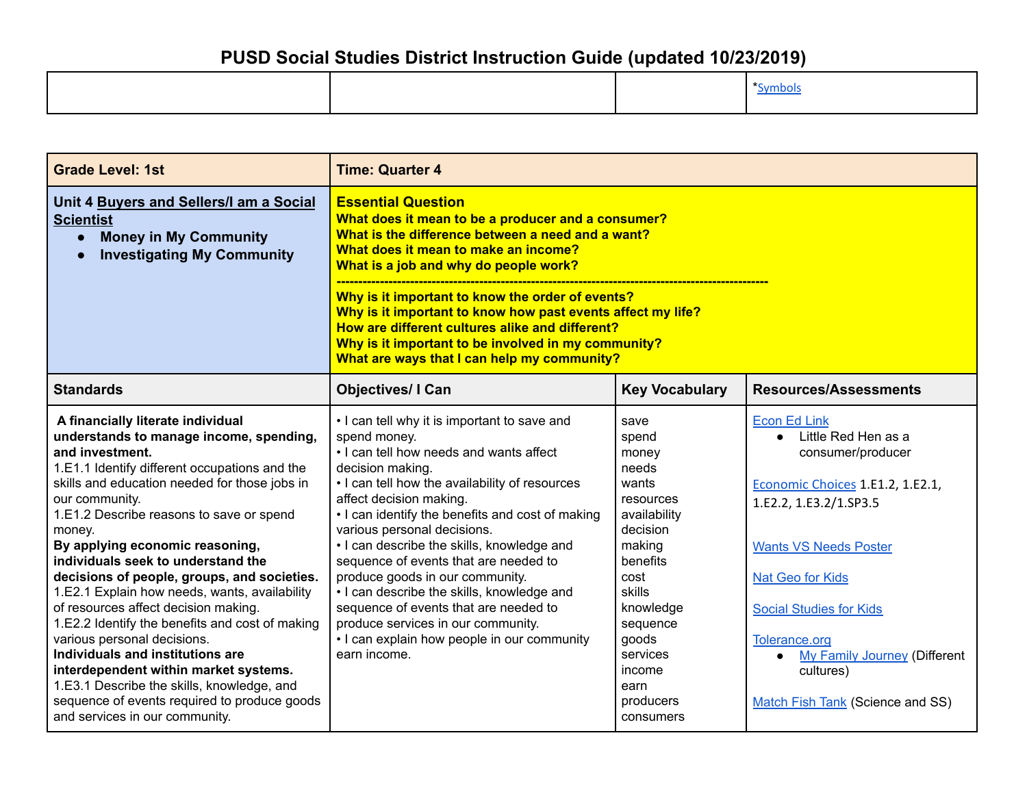# PUSD Social Studies District Instruction Guide (updated 10/23/2019)

| | | | *Symbols |
|---|---|---|---|

| **Grade Level: 1st** | **Time: Quarter 4** | | |
|---|---|---|---|
| **Unit 4 Buyers and Sellers/I am a Social Scientist**<br>● **Money in My Community**<br>● **Investigating My Community** | **Essential Question**<br>**What does it mean to be a producer and a consumer?**<br>**What is the difference between a need and a want?**<br>**What does it mean to make an income?**<br>**What is a job and why do people work?**<br>**------------------------------------------------------------------------------------------------**<br>**Why is it important to know the order of events?**<br>**Why is it important to know how past events affect my life?**<br>**How are different cultures alike and different?**<br>**Why is it important to be involved in my community?**<br>**What are ways that I can help my community?** | | |
| **Standards** | **Objectives/ I Can** | **Key Vocabulary** | **Resources/Assessments** |
| **A financially literate individual understands to manage income, spending, and investment.**<br>1.E1.1 Identify different occupations and the skills and education needed for those jobs in our community.<br>1.E1.2 Describe reasons to save or spend money.<br>**By applying economic reasoning, individuals seek to understand the decisions of people, groups, and societies.**<br>1.E2.1 Explain how needs, wants, availability of resources affect decision making.<br>1.E2.2 Identify the benefits and cost of making various personal decisions.<br>**Individuals and institutions are interdependent within market systems.**<br>1.E3.1 Describe the skills, knowledge, and sequence of events required to produce goods and services in our community. | • I can tell why it is important to save and spend money.<br>• I can tell how needs and wants affect decision making.<br>• I can tell how the availability of resources affect decision making.<br>• I can identify the benefits and cost of making various personal decisions.<br>• I can describe the skills, knowledge and sequence of events that are needed to produce goods in our community.<br>• I can describe the skills, knowledge and sequence of events that are needed to produce services in our community.<br>• I can explain how people in our community earn income. | save<br>spend<br>money<br>needs<br>wants<br>resources<br>availability<br>decision making<br>benefits<br>cost<br>skills<br>knowledge<br>sequence<br>goods<br>services<br>income<br>earn<br>producers<br>consumers | Econ Ed Link<br>● Little Red Hen as a consumer/producer<br><br>Economic Choices 1.E1.2, 1.E2.1, 1.E2.2, 1.E3.2/1.SP3.5<br><br>Wants VS Needs Poster<br><br>Nat Geo for Kids<br><br>Social Studies for Kids<br><br>Tolerance.org<br>● My Family Journey (Different cultures)<br><br>Match Fish Tank (Science and SS) |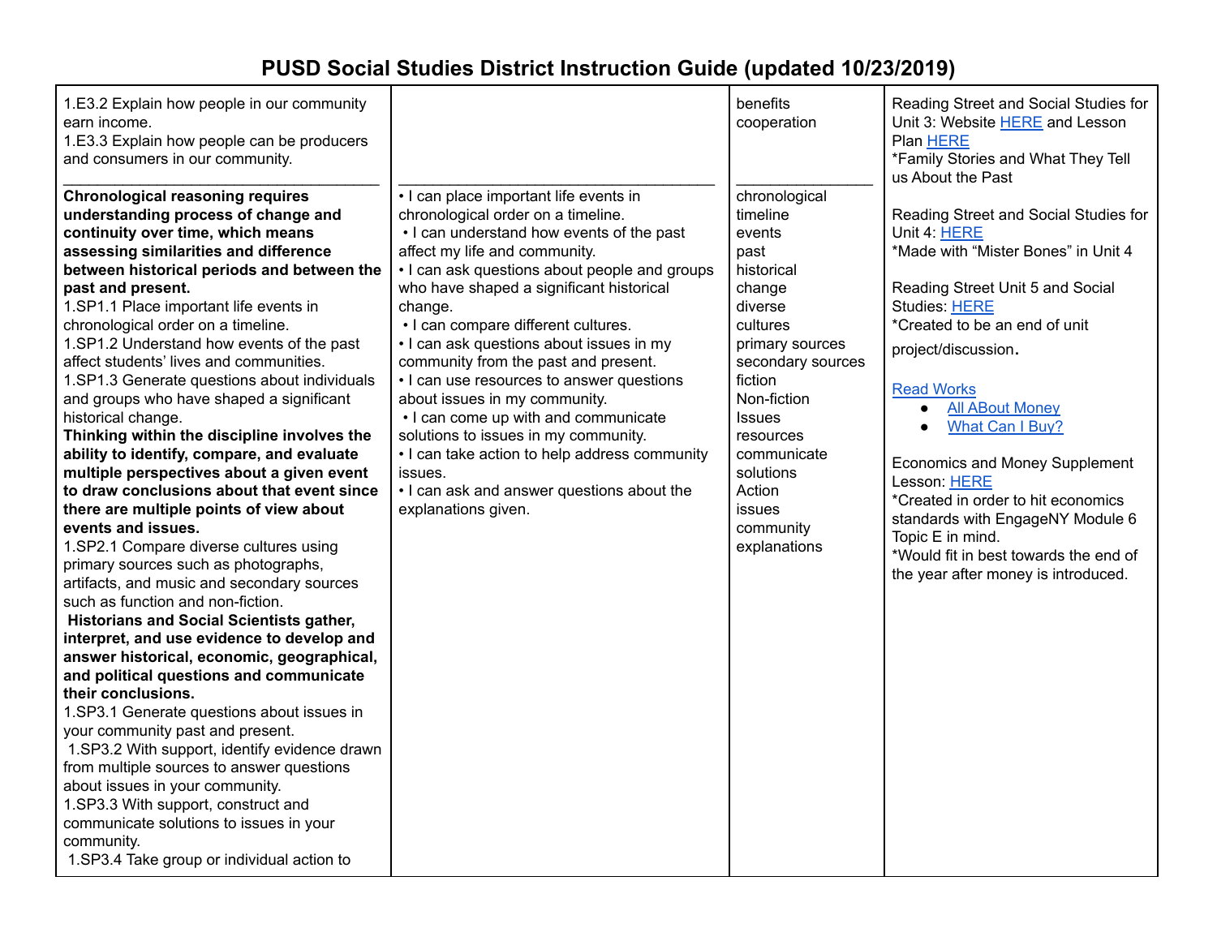# PUSD Social Studies District Instruction Guide (updated 10/23/2019)

| | | | |
|---|---|---|---|
| 1.E3.2 Explain how people in our community earn income.<br>1.E3.3 Explain how people can be producers and consumers in our community.<br>\_\_\_\_\_\_\_\_\_\_\_\_\_\_\_\_\_\_\_\_\_\_\_\_\_\_\_\_\_\_\_\_\_\_<br>**Chronological reasoning requires understanding process of change and continuity over time, which means assessing similarities and difference between historical periods and between the past and present.**<br>1.SP1.1 Place important life events in chronological order on a timeline.<br>1.SP1.2 Understand how events of the past affect students' lives and communities.<br>1.SP1.3 Generate questions about individuals and groups who have shaped a significant historical change.<br>**Thinking within the discipline involves the ability to identify, compare, and evaluate multiple perspectives about a given event to draw conclusions about that event since there are multiple points of view about events and issues.**<br>1.SP2.1 Compare diverse cultures using primary sources such as photographs, artifacts, and music and secondary sources such as function and non-fiction.<br>**Historians and Social Scientists gather, interpret, and use evidence to develop and answer historical, economic, geographical, and political questions and communicate their conclusions.**<br>1.SP3.1 Generate questions about issues in your community past and present.<br>1.SP3.2 With support, identify evidence drawn from multiple sources to answer questions about issues in your community.<br>1.SP3.3 With support, construct and communicate solutions to issues in your community.<br>1.SP3.4 Take group or individual action to | \_\_\_\_\_\_\_\_\_\_\_\_\_\_\_\_\_\_\_\_\_\_\_\_\_\_\_\_\_\_\_\_\_\_<br>• I can place important life events in chronological order on a timeline.<br>• I can understand how events of the past affect my life and community.<br>• I can ask questions about people and groups who have shaped a significant historical change.<br>• I can compare different cultures.<br>• I can ask questions about issues in my community from the past and present.<br>• I can use resources to answer questions about issues in my community.<br>• I can come up with and communicate solutions to issues in my community.<br>• I can take action to help address community issues.<br>• I can ask and answer questions about the explanations given. | benefits<br>cooperation<br>\_\_\_\_\_\_\_\_\_\_\_\_\_\_<br>chronological<br>timeline<br>events<br>past<br>historical<br>change<br>diverse<br>cultures<br>primary sources<br>secondary sources<br>fiction<br>Non-fiction<br>Issues<br>resources<br>communicate<br>solutions<br>Action<br>issues<br>community<br>explanations | Reading Street and Social Studies for Unit 3: Website HERE and Lesson Plan HERE<br>*Family Stories and What They Tell us About the Past<br><br>Reading Street and Social Studies for Unit 4: HERE<br>*Made with "Mister Bones" in Unit 4<br><br>Reading Street Unit 5 and Social Studies: HERE<br>*Created to be an end of unit project/discussion.<br><br>Read Works<br>● All ABout Money<br>● What Can I Buy?<br><br>Economics and Money Supplement Lesson: HERE<br>*Created in order to hit economics standards with EngageNY Module 6 Topic E in mind.<br>*Would fit in best towards the end of the year after money is introduced. |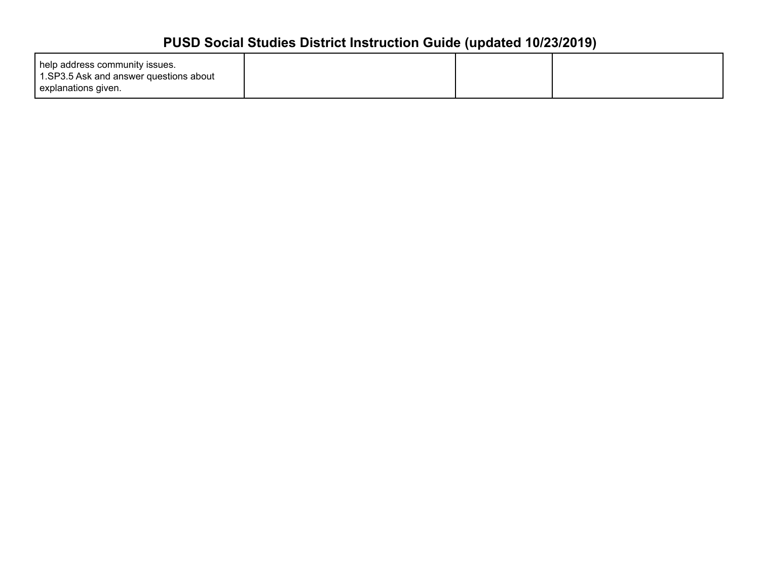| | | | |
|---|---|---|---|
| help address community issues.<br>1.SP3.5 Ask and answer questions about explanations given. | | | |